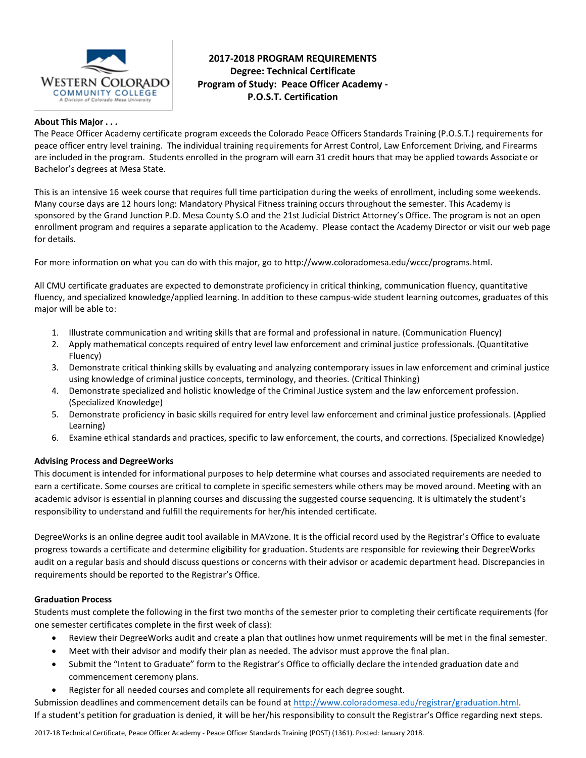**2017-2018 PROGRAM REQUIREMENTS**
**Degree: Technical Certificate**
**Program of Study: Peace Officer Academy - P.O.S.T. Certification**

**About This Major . . .**

The Peace Officer Academy certificate program exceeds the Colorado Peace Officers Standards Training (P.O.S.T.) requirements for peace officer entry level training. The individual training requirements for Arrest Control, Law Enforcement Driving, and Firearms are included in the program. Students enrolled in the program will earn 31 credit hours that may be applied towards Associate or Bachelor's degrees at Mesa State.

This is an intensive 16 week course that requires full time participation during the weeks of enrollment, including some weekends. Many course days are 12 hours long: Mandatory Physical Fitness training occurs throughout the semester. This Academy is sponsored by the Grand Junction P.D. Mesa County S.O and the 21st Judicial District Attorney's Office. The program is not an open enrollment program and requires a separate application to the Academy. Please contact the Academy Director or visit our web page for details.

For more information on what you can do with this major, go to http://www.coloradomesa.edu/wccc/programs.html.

All CMU certificate graduates are expected to demonstrate proficiency in critical thinking, communication fluency, quantitative fluency, and specialized knowledge/applied learning. In addition to these campus-wide student learning outcomes, graduates of this major will be able to:

1. Illustrate communication and writing skills that are formal and professional in nature. (Communication Fluency)
2. Apply mathematical concepts required of entry level law enforcement and criminal justice professionals. (Quantitative Fluency)
3. Demonstrate critical thinking skills by evaluating and analyzing contemporary issues in law enforcement and criminal justice using knowledge of criminal justice concepts, terminology, and theories. (Critical Thinking)
4. Demonstrate specialized and holistic knowledge of the Criminal Justice system and the law enforcement profession. (Specialized Knowledge)
5. Demonstrate proficiency in basic skills required for entry level law enforcement and criminal justice professionals. (Applied Learning)
6. Examine ethical standards and practices, specific to law enforcement, the courts, and corrections. (Specialized Knowledge)

**Advising Process and DegreeWorks**

This document is intended for informational purposes to help determine what courses and associated requirements are needed to earn a certificate. Some courses are critical to complete in specific semesters while others may be moved around. Meeting with an academic advisor is essential in planning courses and discussing the suggested course sequencing. It is ultimately the student's responsibility to understand and fulfill the requirements for her/his intended certificate.

DegreeWorks is an online degree audit tool available in MAVzone. It is the official record used by the Registrar's Office to evaluate progress towards a certificate and determine eligibility for graduation. Students are responsible for reviewing their DegreeWorks audit on a regular basis and should discuss questions or concerns with their advisor or academic department head. Discrepancies in requirements should be reported to the Registrar's Office.

**Graduation Process**

Students must complete the following in the first two months of the semester prior to completing their certificate requirements (for one semester certificates complete in the first week of class):

- Review their DegreeWorks audit and create a plan that outlines how unmet requirements will be met in the final semester.
- Meet with their advisor and modify their plan as needed. The advisor must approve the final plan.
- Submit the "Intent to Graduate" form to the Registrar's Office to officially declare the intended graduation date and commencement ceremony plans.
- Register for all needed courses and complete all requirements for each degree sought.

Submission deadlines and commencement details can be found at http://www.coloradomesa.edu/registrar/graduation.html.
If a student's petition for graduation is denied, it will be her/his responsibility to consult the Registrar's Office regarding next steps.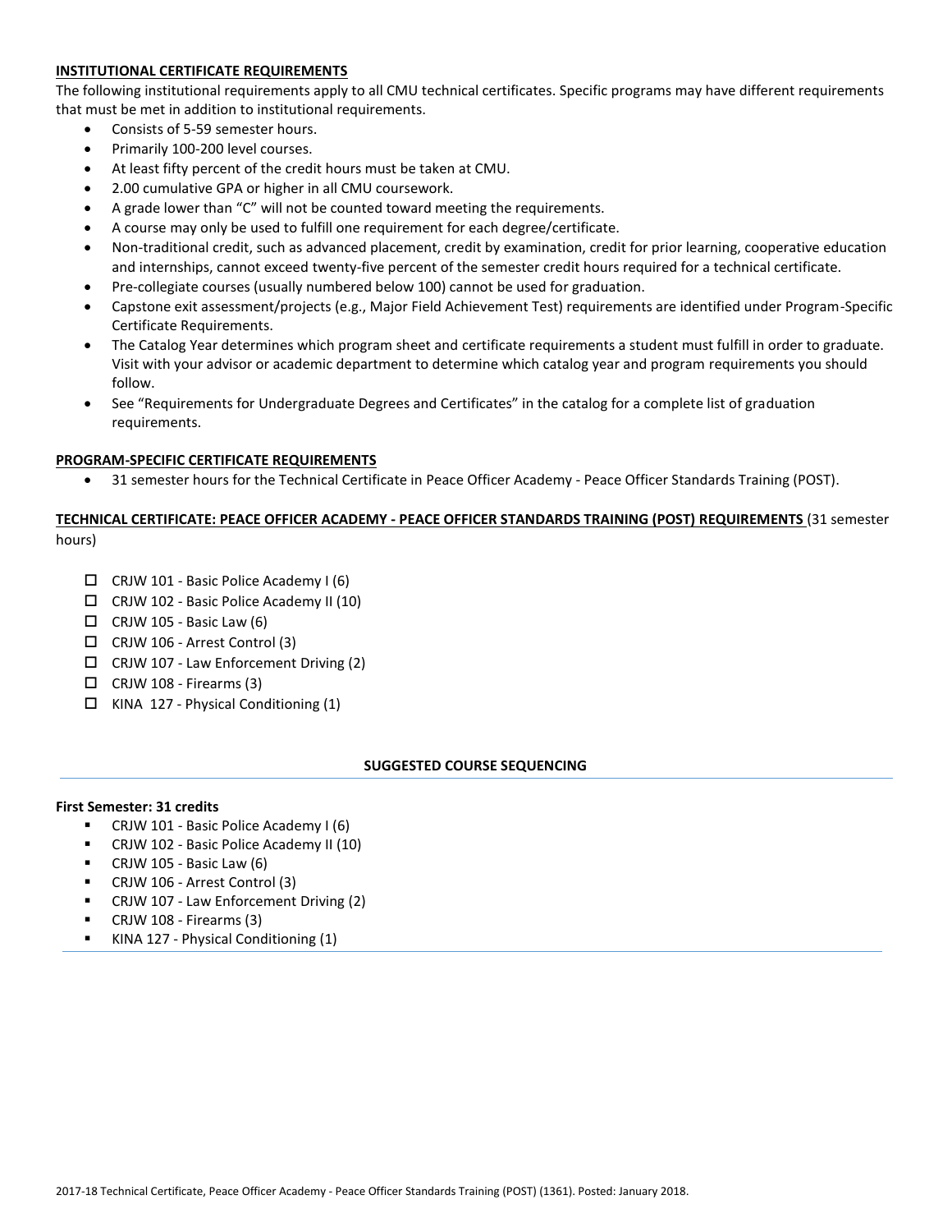**INSTITUTIONAL CERTIFICATE REQUIREMENTS**

The following institutional requirements apply to all CMU technical certificates. Specific programs may have different requirements that must be met in addition to institutional requirements.

- Consists of 5-59 semester hours.
- Primarily 100-200 level courses.
- At least fifty percent of the credit hours must be taken at CMU.
- 2.00 cumulative GPA or higher in all CMU coursework.
- A grade lower than "C" will not be counted toward meeting the requirements.
- A course may only be used to fulfill one requirement for each degree/certificate.
- Non-traditional credit, such as advanced placement, credit by examination, credit for prior learning, cooperative education and internships, cannot exceed twenty-five percent of the semester credit hours required for a technical certificate.
- Pre-collegiate courses (usually numbered below 100) cannot be used for graduation.
- Capstone exit assessment/projects (e.g., Major Field Achievement Test) requirements are identified under Program-Specific Certificate Requirements.
- The Catalog Year determines which program sheet and certificate requirements a student must fulfill in order to graduate. Visit with your advisor or academic department to determine which catalog year and program requirements you should follow.
- See "Requirements for Undergraduate Degrees and Certificates" in the catalog for a complete list of graduation requirements.

**PROGRAM-SPECIFIC CERTIFICATE REQUIREMENTS**

- 31 semester hours for the Technical Certificate in Peace Officer Academy - Peace Officer Standards Training (POST).

**TECHNICAL CERTIFICATE: PEACE OFFICER ACADEMY - PEACE OFFICER STANDARDS TRAINING (POST) REQUIREMENTS** (31 semester hours)

- ☐ CRJW 101 - Basic Police Academy I (6)
- ☐ CRJW 102 - Basic Police Academy II (10)
- ☐ CRJW 105 - Basic Law (6)
- ☐ CRJW 106 - Arrest Control (3)
- ☐ CRJW 107 - Law Enforcement Driving (2)
- ☐ CRJW 108 - Firearms (3)
- ☐ KINA 127 - Physical Conditioning (1)

**SUGGESTED COURSE SEQUENCING**

**First Semester: 31 credits**

- CRJW 101 - Basic Police Academy I (6)
- CRJW 102 - Basic Police Academy II (10)
- CRJW 105 - Basic Law (6)
- CRJW 106 - Arrest Control (3)
- CRJW 107 - Law Enforcement Driving (2)
- CRJW 108 - Firearms (3)
- KINA 127 - Physical Conditioning (1)

2017-18 Technical Certificate, Peace Officer Academy - Peace Officer Standards Training (POST) (1361). Posted: January 2018.